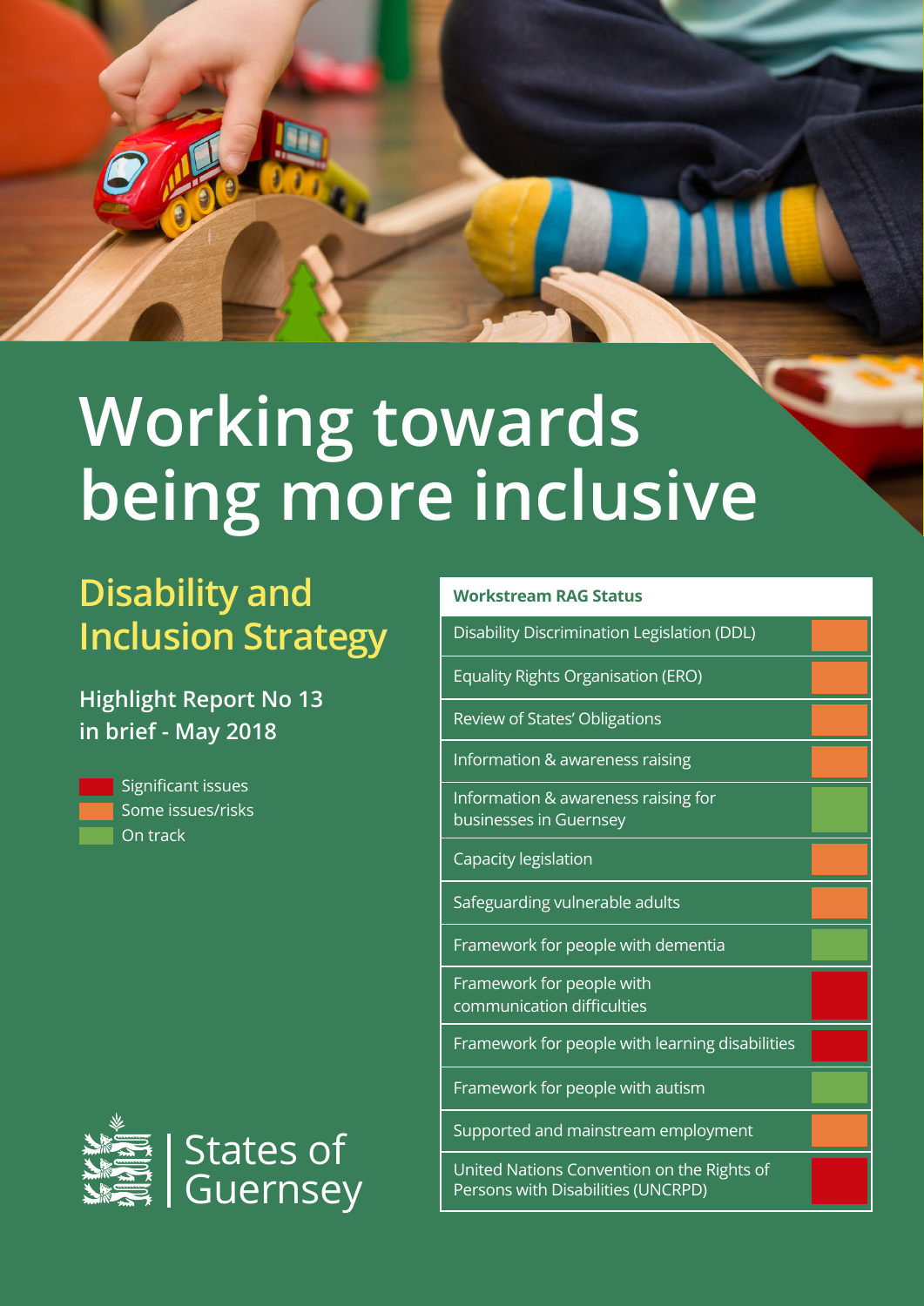# Working towards being more inclusive

## Disability and Inclusion Strategy

### Highlight Report No 13 in brief - May 2018

- Red: Significant issues
- Amber: Some issues/risks
- Green: On track

| Workstream RAG Status | |
|---|---|
| Disability Discrimination Legislation (DDL) | Amber |
| Equality Rights Organisation (ERO) | Amber |
| Review of States' Obligations | Amber |
| Information & awareness raising | Amber |
| Information & awareness raising for businesses in Guernsey | Green |
| Capacity legislation | Amber |
| Safeguarding vulnerable adults | Amber |
| Framework for people with dementia | Green |
| Framework for people with communication difficulties | Red |
| Framework for people with learning disabilities | Red |
| Framework for people with autism | Green |
| Supported and mainstream employment | Amber |
| United Nations Convention on the Rights of Persons with Disabilities (UNCRPD) | Red |

States of Guernsey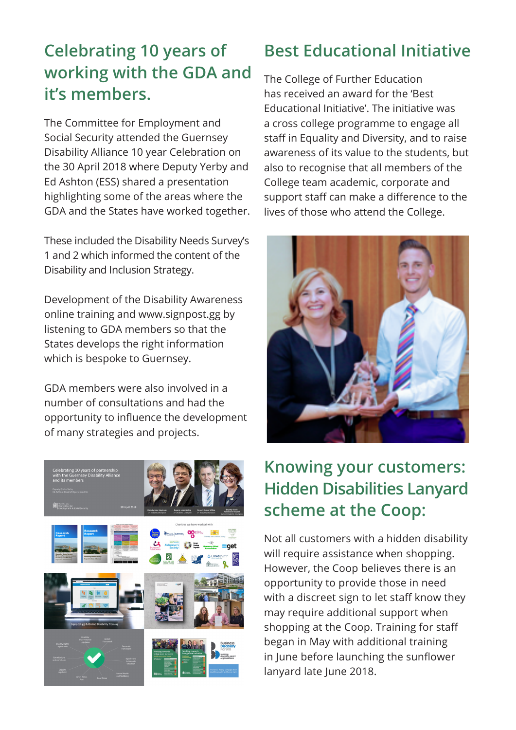## Celebrating 10 years of working with the GDA and it's members.

The Committee for Employment and Social Security attended the Guernsey Disability Alliance 10 year Celebration on the 30 April 2018 where Deputy Yerby and Ed Ashton (ESS) shared a presentation highlighting some of the areas where the GDA and the States have worked together.

These included the Disability Needs Survey's 1 and 2 which informed the content of the Disability and Inclusion Strategy.

Development of the Disability Awareness online training and www.signpost.gg by listening to GDA members so that the States develops the right information which is bespoke to Guernsey.

GDA members were also involved in a number of consultations and had the opportunity to influence the development of many strategies and projects.

## Best Educational Initiative

The College of Further Education has received an award for the 'Best Educational Initiative'. The initiative was a cross college programme to engage all staff in Equality and Diversity, and to raise awareness of its value to the students, but also to recognise that all members of the College team academic, corporate and support staff can make a difference to the lives of those who attend the College.

## Knowing your customers: Hidden Disabilities Lanyard scheme at the Coop:

Not all customers with a hidden disability will require assistance when shopping. However, the Coop believes there is an opportunity to provide those in need with a discreet sign to let staff know they may require additional support when shopping at the Coop. Training for staff began in May with additional training in June before launching the sunflower lanyard late June 2018.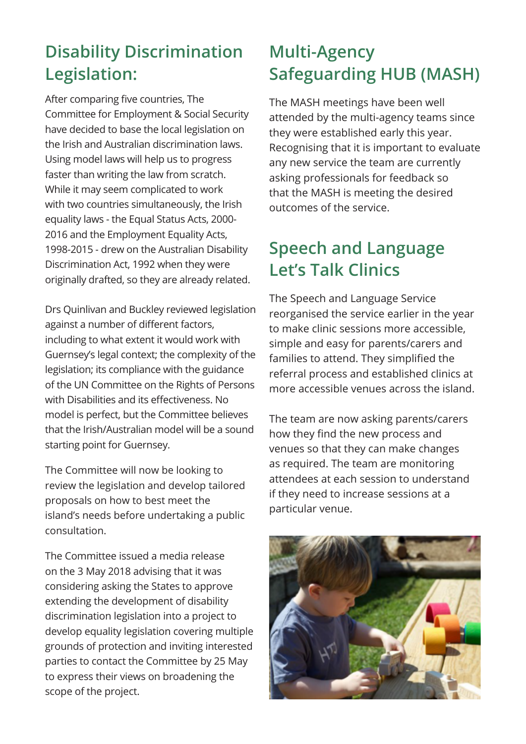## Disability Discrimination Legislation:

After comparing five countries, The Committee for Employment & Social Security have decided to base the local legislation on the Irish and Australian discrimination laws. Using model laws will help us to progress faster than writing the law from scratch. While it may seem complicated to work with two countries simultaneously, the Irish equality laws - the Equal Status Acts, 2000-2016 and the Employment Equality Acts, 1998-2015 - drew on the Australian Disability Discrimination Act, 1992 when they were originally drafted, so they are already related.

Drs Quinlivan and Buckley reviewed legislation against a number of different factors, including to what extent it would work with Guernsey's legal context; the complexity of the legislation; its compliance with the guidance of the UN Committee on the Rights of Persons with Disabilities and its effectiveness. No model is perfect, but the Committee believes that the Irish/Australian model will be a sound starting point for Guernsey.

The Committee will now be looking to review the legislation and develop tailored proposals on how to best meet the island's needs before undertaking a public consultation.

The Committee issued a media release on the 3 May 2018 advising that it was considering asking the States to approve extending the development of disability discrimination legislation into a project to develop equality legislation covering multiple grounds of protection and inviting interested parties to contact the Committee by 25 May to express their views on broadening the scope of the project.

## Multi-Agency Safeguarding HUB (MASH)

The MASH meetings have been well attended by the multi-agency teams since they were established early this year. Recognising that it is important to evaluate any new service the team are currently asking professionals for feedback so that the MASH is meeting the desired outcomes of the service.

## Speech and Language Let's Talk Clinics

The Speech and Language Service reorganised the service earlier in the year to make clinic sessions more accessible, simple and easy for parents/carers and families to attend. They simplified the referral process and established clinics at more accessible venues across the island.

The team are now asking parents/carers how they find the new process and venues so that they can make changes as required. The team are monitoring attendees at each session to understand if they need to increase sessions at a particular venue.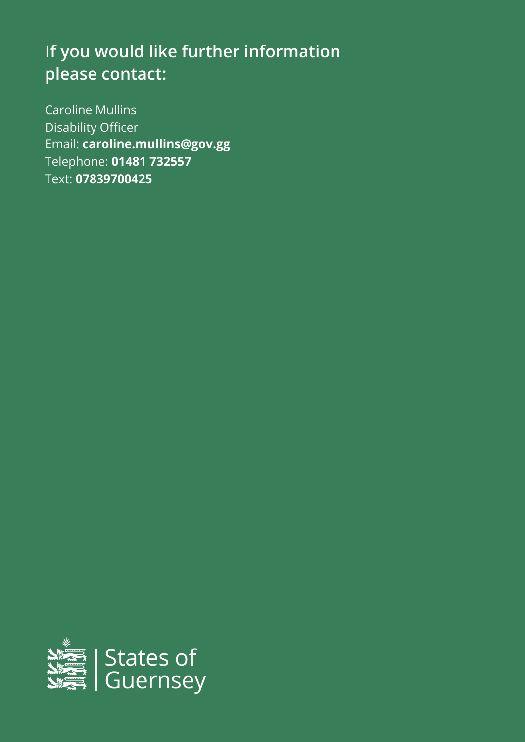## If you would like further information please contact:

Caroline Mullins
Disability Officer
Email: **caroline.mullins@gov.gg**
Telephone: **01481 732557**
Text: **07839700425**

States of Guernsey